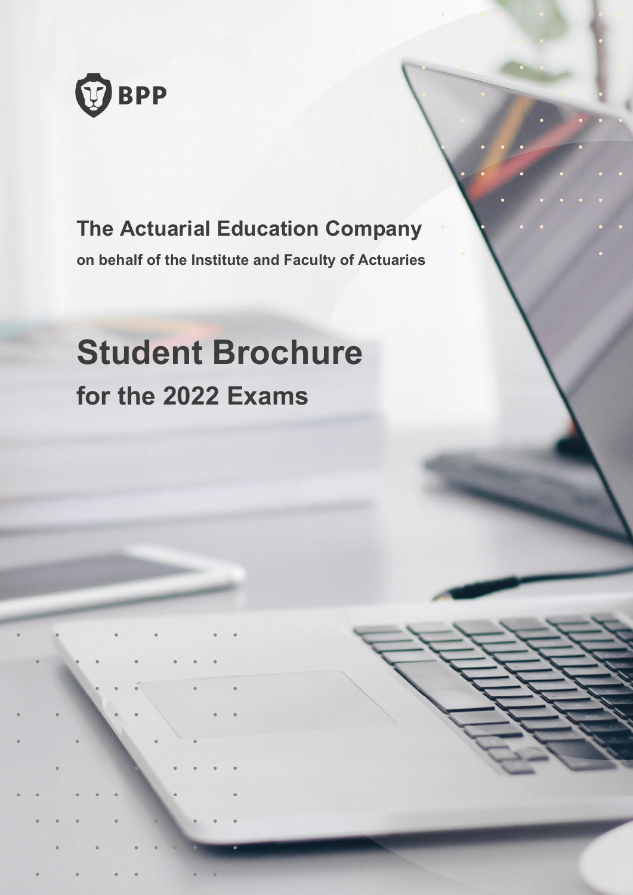BPP

**The Actuarial Education Company**

**on behalf of the Institute and Faculty of Actuaries**

# Student Brochure

## for the 2022 Exams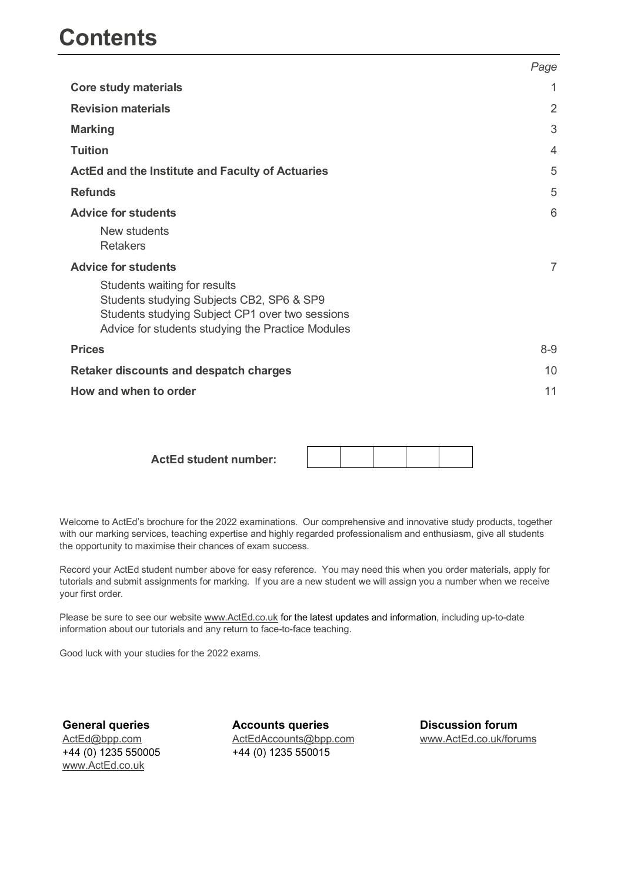# Contents

| | Page |
|---|---|
| **Core study materials** | 1 |
| **Revision materials** | 2 |
| **Marking** | 3 |
| **Tuition** | 4 |
| **ActEd and the Institute and Faculty of Actuaries** | 5 |
| **Refunds** | 5 |
| **Advice for students** | 6 |
| New students<br>Retakers | |
| **Advice for students** | 7 |
| Students waiting for results<br>Students studying Subjects CB2, SP6 & SP9<br>Students studying Subject CP1 over two sessions<br>Advice for students studying the Practice Modules | |
| **Prices** | 8-9 |
| **Retaker discounts and despatch charges** | 10 |
| **How and when to order** | 11 |

**ActEd student number:** | | | | | |

Welcome to ActEd's brochure for the 2022 examinations. Our comprehensive and innovative study products, together with our marking services, teaching expertise and highly regarded professionalism and enthusiasm, give all students the opportunity to maximise their chances of exam success.

Record your ActEd student number above for easy reference. You may need this when you order materials, apply for tutorials and submit assignments for marking. If you are a new student we will assign you a number when we receive your first order.

Please be sure to see our website www.ActEd.co.uk for the latest updates and information, including up-to-date information about our tutorials and any return to face-to-face teaching.

Good luck with your studies for the 2022 exams.

**General queries**
ActEd@bpp.com
+44 (0) 1235 550005
www.ActEd.co.uk

**Accounts queries**
ActEdAccounts@bpp.com
+44 (0) 1235 550015

**Discussion forum**
www.ActEd.co.uk/forums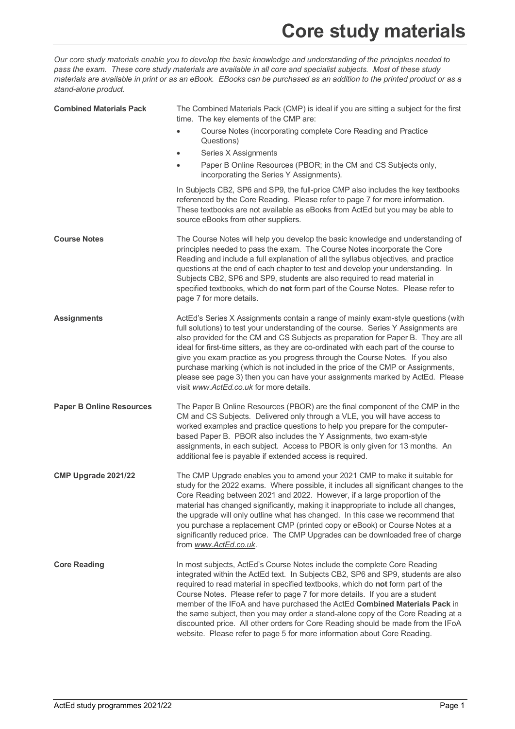# Core study materials

*Our core study materials enable you to develop the basic knowledge and understanding of the principles needed to pass the exam. These core study materials are available in all core and specialist subjects. Most of these study materials are available in print or as an eBook. EBooks can be purchased as an addition to the printed product or as a stand-alone product.*

**Combined Materials Pack**

The Combined Materials Pack (CMP) is ideal if you are sitting a subject for the first time. The key elements of the CMP are:

- Course Notes (incorporating complete Core Reading and Practice Questions)
- Series X Assignments
- Paper B Online Resources (PBOR; in the CM and CS Subjects only, incorporating the Series Y Assignments).

In Subjects CB2, SP6 and SP9, the full-price CMP also includes the key textbooks referenced by the Core Reading. Please refer to page 7 for more information. These textbooks are not available as eBooks from ActEd but you may be able to source eBooks from other suppliers.

**Course Notes**

The Course Notes will help you develop the basic knowledge and understanding of principles needed to pass the exam. The Course Notes incorporate the Core Reading and include a full explanation of all the syllabus objectives, and practice questions at the end of each chapter to test and develop your understanding. In Subjects CB2, SP6 and SP9, students are also required to read material in specified textbooks, which do **not** form part of the Course Notes. Please refer to page 7 for more details.

**Assignments**

ActEd's Series X Assignments contain a range of mainly exam-style questions (with full solutions) to test your understanding of the course. Series Y Assignments are also provided for the CM and CS Subjects as preparation for Paper B. They are all ideal for first-time sitters, as they are co-ordinated with each part of the course to give you exam practice as you progress through the Course Notes. If you also purchase marking (which is not included in the price of the CMP or Assignments, please see page 3) then you can have your assignments marked by ActEd. Please visit *www.ActEd.co.uk* for more details.

**Paper B Online Resources**

The Paper B Online Resources (PBOR) are the final component of the CMP in the CM and CS Subjects. Delivered only through a VLE, you will have access to worked examples and practice questions to help you prepare for the computer-based Paper B. PBOR also includes the Y Assignments, two exam-style assignments, in each subject. Access to PBOR is only given for 13 months. An additional fee is payable if extended access is required.

**CMP Upgrade 2021/22**

The CMP Upgrade enables you to amend your 2021 CMP to make it suitable for study for the 2022 exams. Where possible, it includes all significant changes to the Core Reading between 2021 and 2022. However, if a large proportion of the material has changed significantly, making it inappropriate to include all changes, the upgrade will only outline what has changed. In this case we recommend that you purchase a replacement CMP (printed copy or eBook) or Course Notes at a significantly reduced price. The CMP Upgrades can be downloaded free of charge from *www.ActEd.co.uk*.

**Core Reading**

In most subjects, ActEd's Course Notes include the complete Core Reading integrated within the ActEd text. In Subjects CB2, SP6 and SP9, students are also required to read material in specified textbooks, which do **not** form part of the Course Notes. Please refer to page 7 for more details. If you are a student member of the IFoA and have purchased the ActEd **Combined Materials Pack** in the same subject, then you may order a stand-alone copy of the Core Reading at a discounted price. All other orders for Core Reading should be made from the IFoA website. Please refer to page 5 for more information about Core Reading.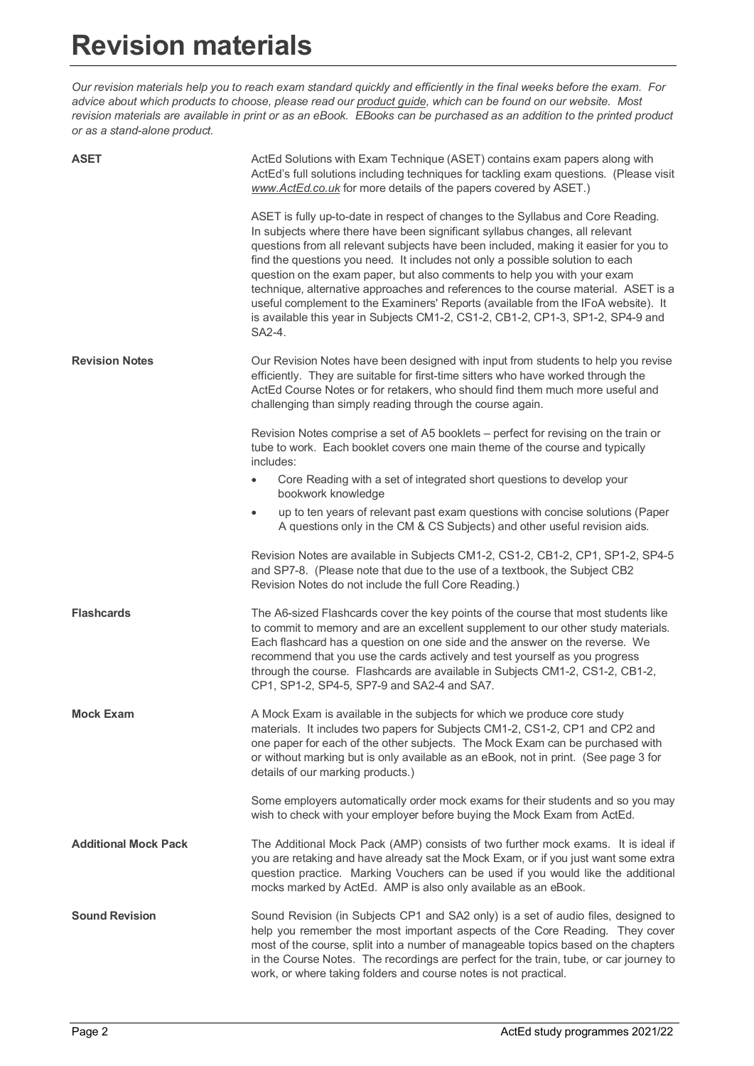# Revision materials

*Our revision materials help you to reach exam standard quickly and efficiently in the final weeks before the exam. For advice about which products to choose, please read our product guide, which can be found on our website. Most revision materials are available in print or as an eBook. EBooks can be purchased as an addition to the printed product or as a stand-alone product.*

**ASET**

ActEd Solutions with Exam Technique (ASET) contains exam papers along with ActEd's full solutions including techniques for tackling exam questions. (Please visit *www.ActEd.co.uk* for more details of the papers covered by ASET.)

ASET is fully up-to-date in respect of changes to the Syllabus and Core Reading. In subjects where there have been significant syllabus changes, all relevant questions from all relevant subjects have been included, making it easier for you to find the questions you need. It includes not only a possible solution to each question on the exam paper, but also comments to help you with your exam technique, alternative approaches and references to the course material. ASET is a useful complement to the Examiners' Reports (available from the IFoA website). It is available this year in Subjects CM1-2, CS1-2, CB1-2, CP1-3, SP1-2, SP4-9 and SA2-4.

**Revision Notes**

Our Revision Notes have been designed with input from students to help you revise efficiently. They are suitable for first-time sitters who have worked through the ActEd Course Notes or for retakers, who should find them much more useful and challenging than simply reading through the course again.

Revision Notes comprise a set of A5 booklets – perfect for revising on the train or tube to work. Each booklet covers one main theme of the course and typically includes:

- Core Reading with a set of integrated short questions to develop your bookwork knowledge
- up to ten years of relevant past exam questions with concise solutions (Paper A questions only in the CM & CS Subjects) and other useful revision aids.

Revision Notes are available in Subjects CM1-2, CS1-2, CB1-2, CP1, SP1-2, SP4-5 and SP7-8. (Please note that due to the use of a textbook, the Subject CB2 Revision Notes do not include the full Core Reading.)

**Flashcards**

The A6-sized Flashcards cover the key points of the course that most students like to commit to memory and are an excellent supplement to our other study materials. Each flashcard has a question on one side and the answer on the reverse. We recommend that you use the cards actively and test yourself as you progress through the course. Flashcards are available in Subjects CM1-2, CS1-2, CB1-2, CP1, SP1-2, SP4-5, SP7-9 and SA2-4 and SA7.

**Mock Exam**

A Mock Exam is available in the subjects for which we produce core study materials. It includes two papers for Subjects CM1-2, CS1-2, CP1 and CP2 and one paper for each of the other subjects. The Mock Exam can be purchased with or without marking but is only available as an eBook, not in print. (See page 3 for details of our marking products.)

Some employers automatically order mock exams for their students and so you may wish to check with your employer before buying the Mock Exam from ActEd.

**Additional Mock Pack**

The Additional Mock Pack (AMP) consists of two further mock exams. It is ideal if you are retaking and have already sat the Mock Exam, or if you just want some extra question practice. Marking Vouchers can be used if you would like the additional mocks marked by ActEd. AMP is also only available as an eBook.

**Sound Revision**

Sound Revision (in Subjects CP1 and SA2 only) is a set of audio files, designed to help you remember the most important aspects of the Core Reading. They cover most of the course, split into a number of manageable topics based on the chapters in the Course Notes. The recordings are perfect for the train, tube, or car journey to work, or where taking folders and course notes is not practical.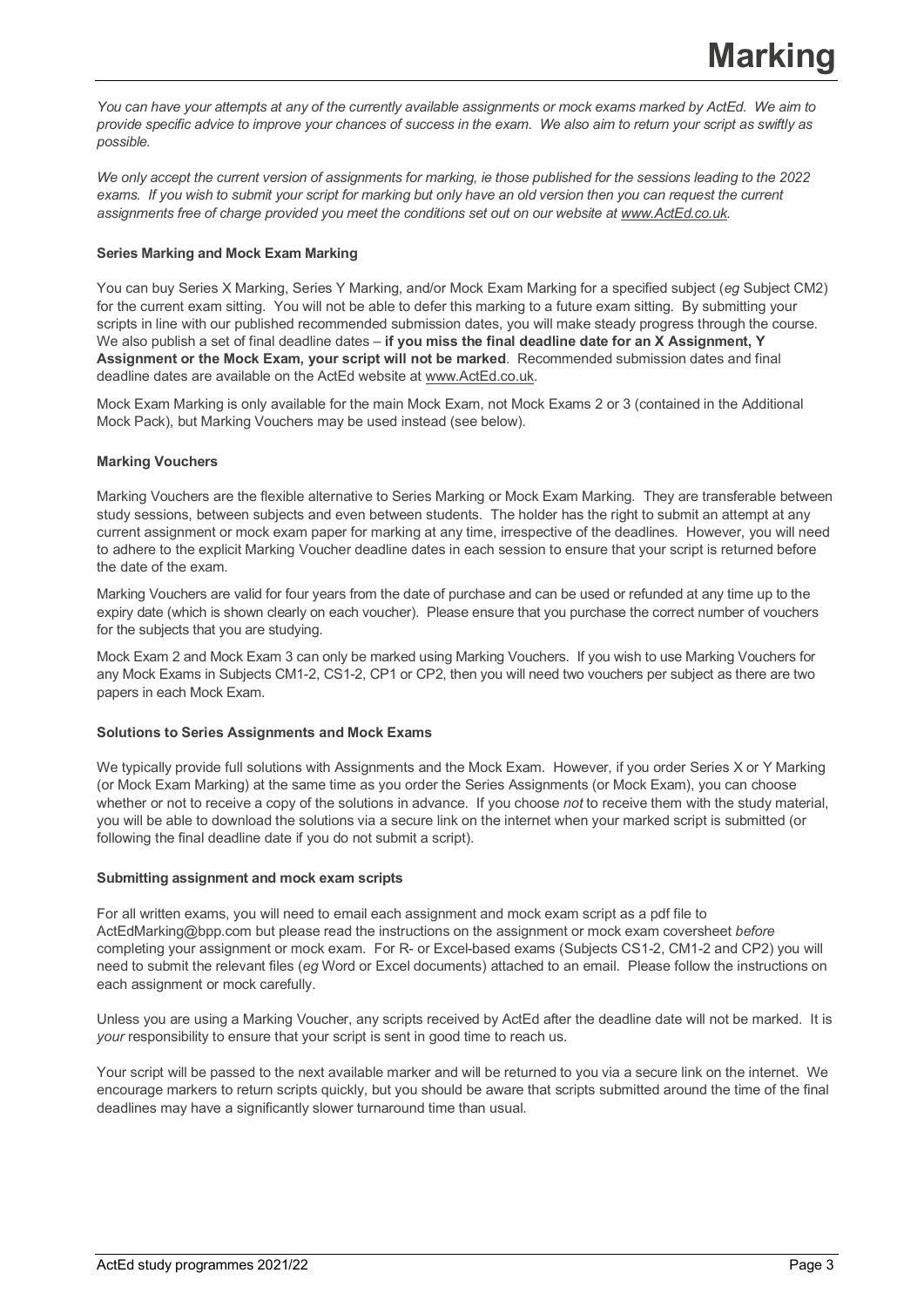# Marking

*You can have your attempts at any of the currently available assignments or mock exams marked by ActEd. We aim to provide specific advice to improve your chances of success in the exam. We also aim to return your script as swiftly as possible.*

*We only accept the current version of assignments for marking, ie those published for the sessions leading to the 2022 exams. If you wish to submit your script for marking but only have an old version then you can request the current assignments free of charge provided you meet the conditions set out on our website at www.ActEd.co.uk.*

### Series Marking and Mock Exam Marking

You can buy Series X Marking, Series Y Marking, and/or Mock Exam Marking for a specified subject (*eg* Subject CM2) for the current exam sitting. You will not be able to defer this marking to a future exam sitting. By submitting your scripts in line with our published recommended submission dates, you will make steady progress through the course. We also publish a set of final deadline dates – **if you miss the final deadline date for an X Assignment, Y Assignment or the Mock Exam, your script will not be marked**. Recommended submission dates and final deadline dates are available on the ActEd website at www.ActEd.co.uk.

Mock Exam Marking is only available for the main Mock Exam, not Mock Exams 2 or 3 (contained in the Additional Mock Pack), but Marking Vouchers may be used instead (see below).

### Marking Vouchers

Marking Vouchers are the flexible alternative to Series Marking or Mock Exam Marking. They are transferable between study sessions, between subjects and even between students. The holder has the right to submit an attempt at any current assignment or mock exam paper for marking at any time, irrespective of the deadlines. However, you will need to adhere to the explicit Marking Voucher deadline dates in each session to ensure that your script is returned before the date of the exam.

Marking Vouchers are valid for four years from the date of purchase and can be used or refunded at any time up to the expiry date (which is shown clearly on each voucher). Please ensure that you purchase the correct number of vouchers for the subjects that you are studying.

Mock Exam 2 and Mock Exam 3 can only be marked using Marking Vouchers. If you wish to use Marking Vouchers for any Mock Exams in Subjects CM1-2, CS1-2, CP1 or CP2, then you will need two vouchers per subject as there are two papers in each Mock Exam.

### Solutions to Series Assignments and Mock Exams

We typically provide full solutions with Assignments and the Mock Exam. However, if you order Series X or Y Marking (or Mock Exam Marking) at the same time as you order the Series Assignments (or Mock Exam), you can choose whether or not to receive a copy of the solutions in advance. If you choose *not* to receive them with the study material, you will be able to download the solutions via a secure link on the internet when your marked script is submitted (or following the final deadline date if you do not submit a script).

### Submitting assignment and mock exam scripts

For all written exams, you will need to email each assignment and mock exam script as a pdf file to ActEdMarking@bpp.com but please read the instructions on the assignment or mock exam coversheet *before* completing your assignment or mock exam. For R- or Excel-based exams (Subjects CS1-2, CM1-2 and CP2) you will need to submit the relevant files (*eg* Word or Excel documents) attached to an email. Please follow the instructions on each assignment or mock carefully.

Unless you are using a Marking Voucher, any scripts received by ActEd after the deadline date will not be marked. It is *your* responsibility to ensure that your script is sent in good time to reach us.

Your script will be passed to the next available marker and will be returned to you via a secure link on the internet. We encourage markers to return scripts quickly, but you should be aware that scripts submitted around the time of the final deadlines may have a significantly slower turnaround time than usual.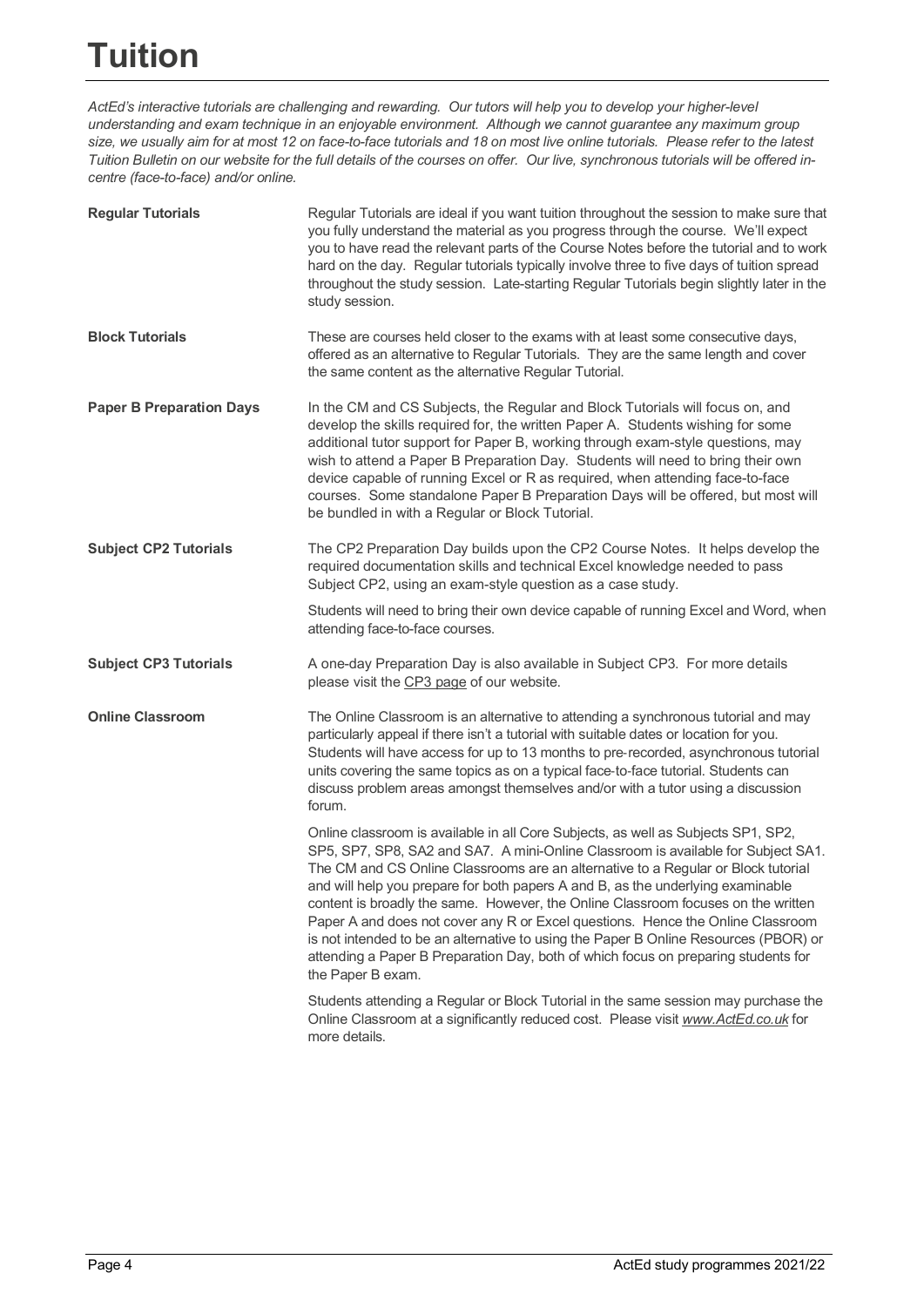# Tuition

*ActEd's interactive tutorials are challenging and rewarding. Our tutors will help you to develop your higher-level understanding and exam technique in an enjoyable environment. Although we cannot guarantee any maximum group size, we usually aim for at most 12 on face-to-face tutorials and 18 on most live online tutorials. Please refer to the latest Tuition Bulletin on our website for the full details of the courses on offer. Our live, synchronous tutorials will be offered in-centre (face-to-face) and/or online.*

**Regular Tutorials**

Regular Tutorials are ideal if you want tuition throughout the session to make sure that you fully understand the material as you progress through the course. We'll expect you to have read the relevant parts of the Course Notes before the tutorial and to work hard on the day. Regular tutorials typically involve three to five days of tuition spread throughout the study session. Late-starting Regular Tutorials begin slightly later in the study session.

**Block Tutorials**

These are courses held closer to the exams with at least some consecutive days, offered as an alternative to Regular Tutorials. They are the same length and cover the same content as the alternative Regular Tutorial.

**Paper B Preparation Days**

In the CM and CS Subjects, the Regular and Block Tutorials will focus on, and develop the skills required for, the written Paper A. Students wishing for some additional tutor support for Paper B, working through exam-style questions, may wish to attend a Paper B Preparation Day. Students will need to bring their own device capable of running Excel or R as required, when attending face-to-face courses. Some standalone Paper B Preparation Days will be offered, but most will be bundled in with a Regular or Block Tutorial.

**Subject CP2 Tutorials**

The CP2 Preparation Day builds upon the CP2 Course Notes. It helps develop the required documentation skills and technical Excel knowledge needed to pass Subject CP2, using an exam-style question as a case study.

Students will need to bring their own device capable of running Excel and Word, when attending face-to-face courses.

**Subject CP3 Tutorials**

A one-day Preparation Day is also available in Subject CP3. For more details please visit the CP3 page of our website.

**Online Classroom**

The Online Classroom is an alternative to attending a synchronous tutorial and may particularly appeal if there isn't a tutorial with suitable dates or location for you. Students will have access for up to 13 months to pre-recorded, asynchronous tutorial units covering the same topics as on a typical face-to-face tutorial. Students can discuss problem areas amongst themselves and/or with a tutor using a discussion forum.

Online classroom is available in all Core Subjects, as well as Subjects SP1, SP2, SP5, SP7, SP8, SA2 and SA7. A mini-Online Classroom is available for Subject SA1. The CM and CS Online Classrooms are an alternative to a Regular or Block tutorial and will help you prepare for both papers A and B, as the underlying examinable content is broadly the same. However, the Online Classroom focuses on the written Paper A and does not cover any R or Excel questions. Hence the Online Classroom is not intended to be an alternative to using the Paper B Online Resources (PBOR) or attending a Paper B Preparation Day, both of which focus on preparing students for the Paper B exam.

Students attending a Regular or Block Tutorial in the same session may purchase the Online Classroom at a significantly reduced cost. Please visit *www.ActEd.co.uk* for more details.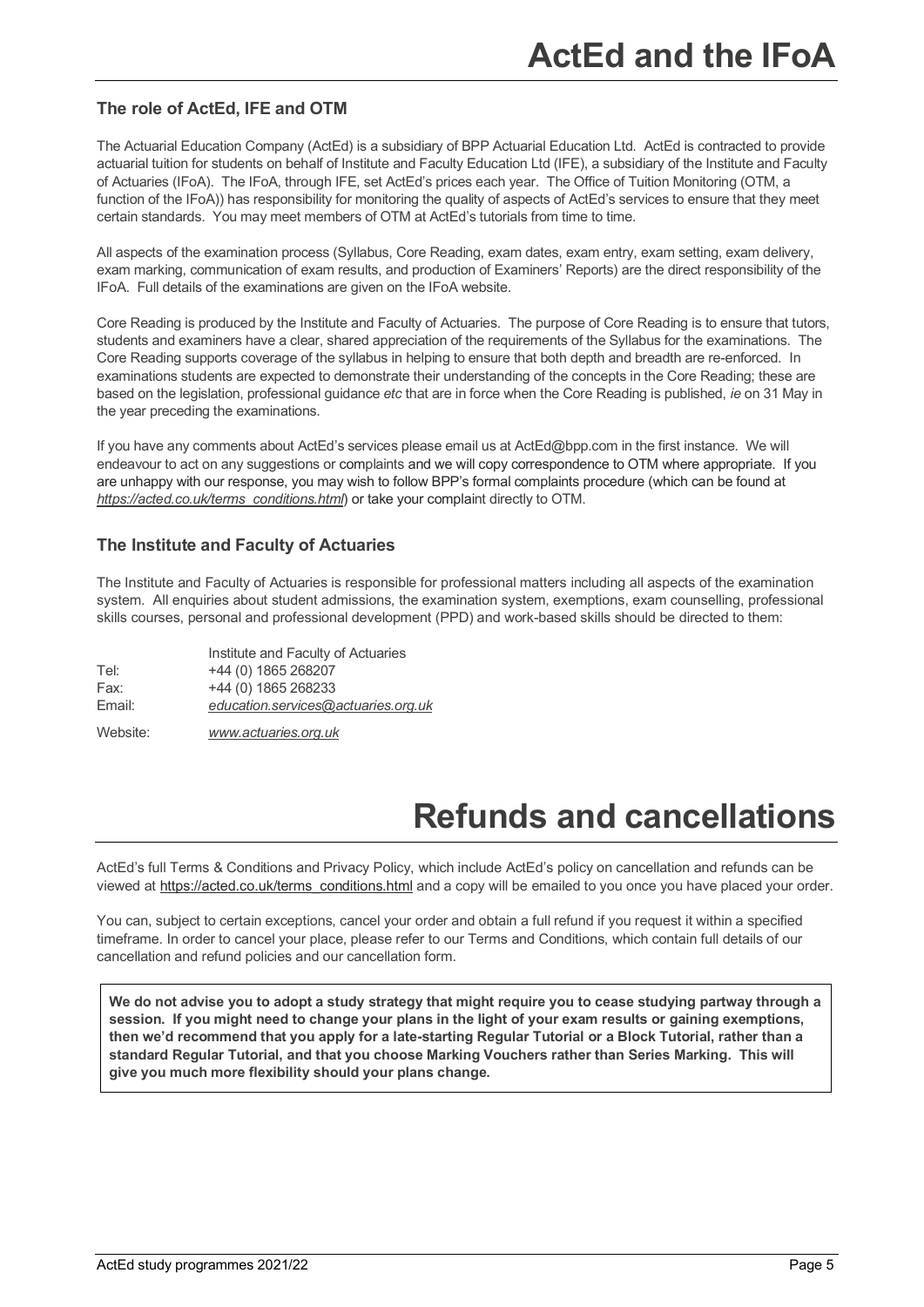# ActEd and the IFoA

### The role of ActEd, IFE and OTM

The Actuarial Education Company (ActEd) is a subsidiary of BPP Actuarial Education Ltd. ActEd is contracted to provide actuarial tuition for students on behalf of Institute and Faculty Education Ltd (IFE), a subsidiary of the Institute and Faculty of Actuaries (IFoA). The IFoA, through IFE, set ActEd's prices each year. The Office of Tuition Monitoring (OTM, a function of the IFoA)) has responsibility for monitoring the quality of aspects of ActEd's services to ensure that they meet certain standards. You may meet members of OTM at ActEd's tutorials from time to time.

All aspects of the examination process (Syllabus, Core Reading, exam dates, exam entry, exam setting, exam delivery, exam marking, communication of exam results, and production of Examiners' Reports) are the direct responsibility of the IFoA. Full details of the examinations are given on the IFoA website.

Core Reading is produced by the Institute and Faculty of Actuaries. The purpose of Core Reading is to ensure that tutors, students and examiners have a clear, shared appreciation of the requirements of the Syllabus for the examinations. The Core Reading supports coverage of the syllabus in helping to ensure that both depth and breadth are re-enforced. In examinations students are expected to demonstrate their understanding of the concepts in the Core Reading; these are based on the legislation, professional guidance *etc* that are in force when the Core Reading is published, *ie* on 31 May in the year preceding the examinations.

If you have any comments about ActEd's services please email us at ActEd@bpp.com in the first instance. We will endeavour to act on any suggestions or complaints and we will copy correspondence to OTM where appropriate. If you are unhappy with our response, you may wish to follow BPP's formal complaints procedure (which can be found at *https://acted.co.uk/terms_conditions.html*) or take your complaint directly to OTM.

### The Institute and Faculty of Actuaries

The Institute and Faculty of Actuaries is responsible for professional matters including all aspects of the examination system. All enquiries about student admissions, the examination system, exemptions, exam counselling, professional skills courses, personal and professional development (PPD) and work-based skills should be directed to them:

| | |
|---|---|
| | Institute and Faculty of Actuaries |
| Tel: | +44 (0) 1865 268207 |
| Fax: | +44 (0) 1865 268233 |
| Email: | *education.services@actuaries.org.uk* |
| Website: | *www.actuaries.org.uk* |

# Refunds and cancellations

ActEd's full Terms & Conditions and Privacy Policy, which include ActEd's policy on cancellation and refunds can be viewed at https://acted.co.uk/terms_conditions.html and a copy will be emailed to you once you have placed your order.

You can, subject to certain exceptions, cancel your order and obtain a full refund if you request it within a specified timeframe. In order to cancel your place, please refer to our Terms and Conditions, which contain full details of our cancellation and refund policies and our cancellation form.

**We do not advise you to adopt a study strategy that might require you to cease studying partway through a session. If you might need to change your plans in the light of your exam results or gaining exemptions, then we'd recommend that you apply for a late-starting Regular Tutorial or a Block Tutorial, rather than a standard Regular Tutorial, and that you choose Marking Vouchers rather than Series Marking. This will give you much more flexibility should your plans change.**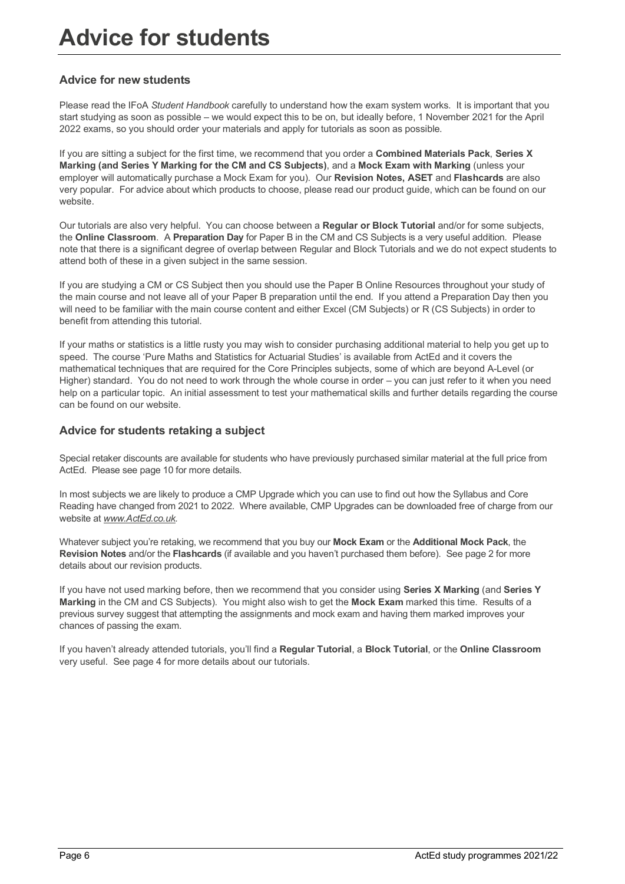# Advice for students

## Advice for new students

Please read the IFoA *Student Handbook* carefully to understand how the exam system works. It is important that you start studying as soon as possible – we would expect this to be on, but ideally before, 1 November 2021 for the April 2022 exams, so you should order your materials and apply for tutorials as soon as possible.

If you are sitting a subject for the first time, we recommend that you order a **Combined Materials Pack**, **Series X Marking (and Series Y Marking for the CM and CS Subjects)**, and a **Mock Exam with Marking** (unless your employer will automatically purchase a Mock Exam for you). Our **Revision Notes, ASET** and **Flashcards** are also very popular. For advice about which products to choose, please read our product guide, which can be found on our website.

Our tutorials are also very helpful. You can choose between a **Regular or Block Tutorial** and/or for some subjects, the **Online Classroom**. A **Preparation Day** for Paper B in the CM and CS Subjects is a very useful addition. Please note that there is a significant degree of overlap between Regular and Block Tutorials and we do not expect students to attend both of these in a given subject in the same session.

If you are studying a CM or CS Subject then you should use the Paper B Online Resources throughout your study of the main course and not leave all of your Paper B preparation until the end. If you attend a Preparation Day then you will need to be familiar with the main course content and either Excel (CM Subjects) or R (CS Subjects) in order to benefit from attending this tutorial.

If your maths or statistics is a little rusty you may wish to consider purchasing additional material to help you get up to speed. The course 'Pure Maths and Statistics for Actuarial Studies' is available from ActEd and it covers the mathematical techniques that are required for the Core Principles subjects, some of which are beyond A-Level (or Higher) standard. You do not need to work through the whole course in order – you can just refer to it when you need help on a particular topic. An initial assessment to test your mathematical skills and further details regarding the course can be found on our website.

## Advice for students retaking a subject

Special retaker discounts are available for students who have previously purchased similar material at the full price from ActEd. Please see page 10 for more details.

In most subjects we are likely to produce a CMP Upgrade which you can use to find out how the Syllabus and Core Reading have changed from 2021 to 2022. Where available, CMP Upgrades can be downloaded free of charge from our website at *www.ActEd.co.uk*.

Whatever subject you're retaking, we recommend that you buy our **Mock Exam** or the **Additional Mock Pack**, the **Revision Notes** and/or the **Flashcards** (if available and you haven't purchased them before). See page 2 for more details about our revision products.

If you have not used marking before, then we recommend that you consider using **Series X Marking** (and **Series Y Marking** in the CM and CS Subjects). You might also wish to get the **Mock Exam** marked this time. Results of a previous survey suggest that attempting the assignments and mock exam and having them marked improves your chances of passing the exam.

If you haven't already attended tutorials, you'll find a **Regular Tutorial**, a **Block Tutorial**, or the **Online Classroom** very useful. See page 4 for more details about our tutorials.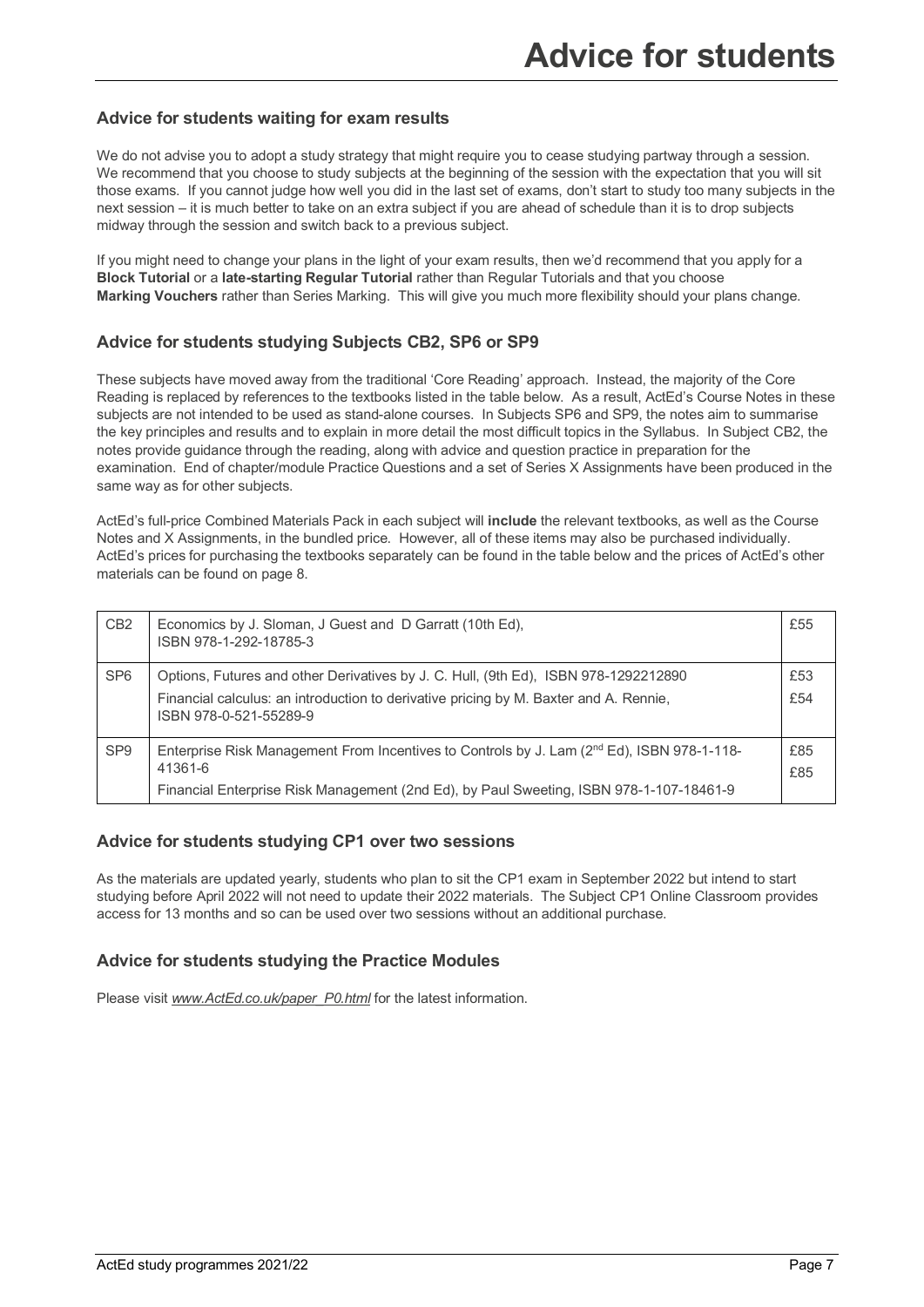# Advice for students

## Advice for students waiting for exam results

We do not advise you to adopt a study strategy that might require you to cease studying partway through a session. We recommend that you choose to study subjects at the beginning of the session with the expectation that you will sit those exams. If you cannot judge how well you did in the last set of exams, don't start to study too many subjects in the next session – it is much better to take on an extra subject if you are ahead of schedule than it is to drop subjects midway through the session and switch back to a previous subject.

If you might need to change your plans in the light of your exam results, then we'd recommend that you apply for a **Block Tutorial** or a **late-starting Regular Tutorial** rather than Regular Tutorials and that you choose **Marking Vouchers** rather than Series Marking. This will give you much more flexibility should your plans change.

## Advice for students studying Subjects CB2, SP6 or SP9

These subjects have moved away from the traditional 'Core Reading' approach. Instead, the majority of the Core Reading is replaced by references to the textbooks listed in the table below. As a result, ActEd's Course Notes in these subjects are not intended to be used as stand-alone courses. In Subjects SP6 and SP9, the notes aim to summarise the key principles and results and to explain in more detail the most difficult topics in the Syllabus. In Subject CB2, the notes provide guidance through the reading, along with advice and question practice in preparation for the examination. End of chapter/module Practice Questions and a set of Series X Assignments have been produced in the same way as for other subjects.

ActEd's full-price Combined Materials Pack in each subject will **include** the relevant textbooks, as well as the Course Notes and X Assignments, in the bundled price. However, all of these items may also be purchased individually. ActEd's prices for purchasing the textbooks separately can be found in the table below and the prices of ActEd's other materials can be found on page 8.

| | | |
|---|---|---|
| CB2 | Economics by J. Sloman, J Guest and D Garratt (10th Ed), ISBN 978-1-292-18785-3 | £55 |
| SP6 | Options, Futures and other Derivatives by J. C. Hull, (9th Ed), ISBN 978-1292212890<br>Financial calculus: an introduction to derivative pricing by M. Baxter and A. Rennie, ISBN 978-0-521-55289-9 | £53<br>£54 |
| SP9 | Enterprise Risk Management From Incentives to Controls by J. Lam (2nd Ed), ISBN 978-1-118-41361-6<br>Financial Enterprise Risk Management (2nd Ed), by Paul Sweeting, ISBN 978-1-107-18461-9 | £85<br>£85 |

## Advice for students studying CP1 over two sessions

As the materials are updated yearly, students who plan to sit the CP1 exam in September 2022 but intend to start studying before April 2022 will not need to update their 2022 materials. The Subject CP1 Online Classroom provides access for 13 months and so can be used over two sessions without an additional purchase.

## Advice for students studying the Practice Modules

Please visit *www.ActEd.co.uk/paper_P0.html* for the latest information.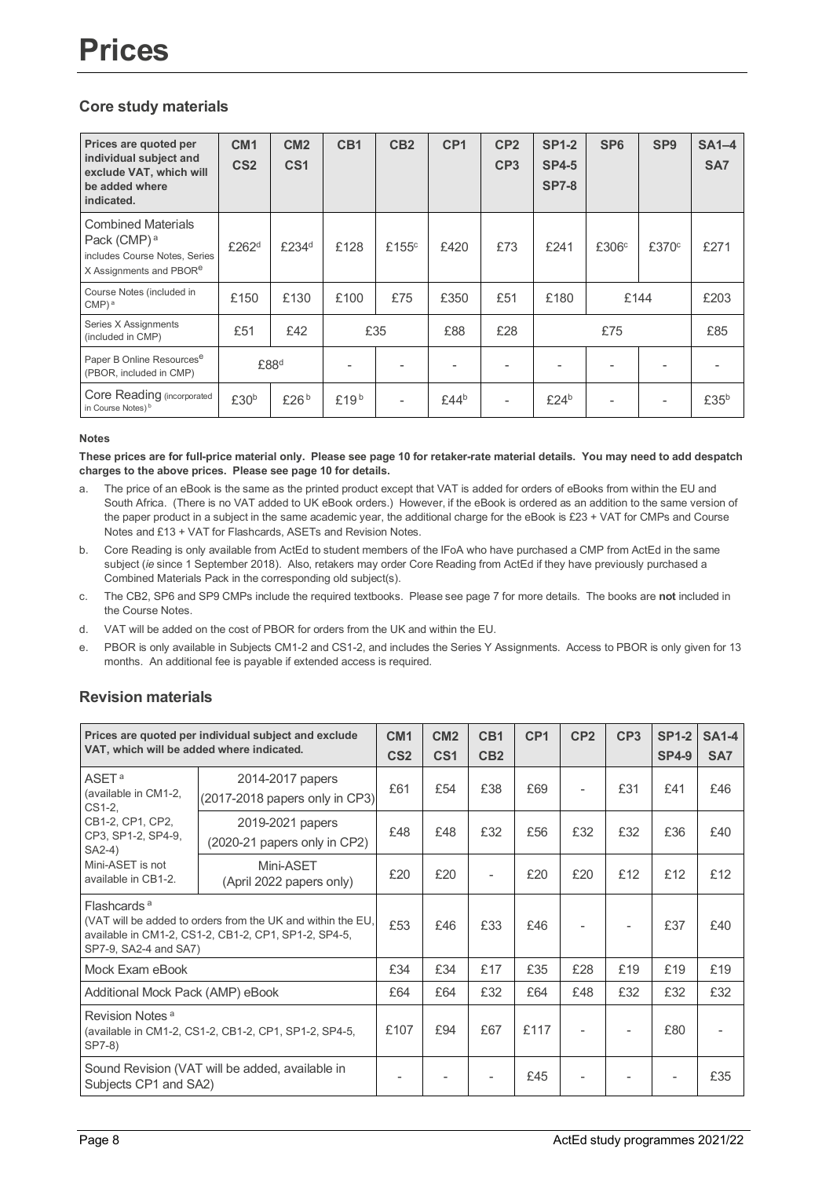# Prices

## Core study materials

| Prices are quoted per individual subject and exclude VAT, which will be added where indicated. | CM1 CS2 | CM2 CS1 | CB1 | CB2 | CP1 | CP2 CP3 | SP1-2 SP4-5 SP7-8 | SP6 | SP9 | SA1–4 SA7 |
|---|---|---|---|---|---|---|---|---|---|---|
| Combined Materials Pack (CMP) [a] includes Course Notes, Series X Assignments and PBOR[e] | £262[d] | £234[d] | £128 | £155[c] | £420 | £73 | £241 | £306[c] | £370[c] | £271 |
| Course Notes (included in CMP) [a] | £150 | £130 | £100 | £75 | £350 | £51 | £180 | £144 | | £203 |
| Series X Assignments (included in CMP) | £51 | £42 | £35 | | £88 | £28 | £75 | | | £85 |
| Paper B Online Resources[e] (PBOR, included in CMP) | £88[d] | | - | - | - | - | - | - | - | - |
| Core Reading (incorporated in Course Notes) [b] | £30[b] | £26[b] | £19[b] | - | £44[b] | - | £24[b] | - | - | £35[b] |

**Notes**

**These prices are for full-price material only. Please see page 10 for retaker-rate material details. You may need to add despatch charges to the above prices. Please see page 10 for details.**

a. The price of an eBook is the same as the printed product except that VAT is added for orders of eBooks from within the EU and South Africa. (There is no VAT added to UK eBook orders.) However, if the eBook is ordered as an addition to the same version of the paper product in a subject in the same academic year, the additional charge for the eBook is £23 + VAT for CMPs and Course Notes and £13 + VAT for Flashcards, ASETs and Revision Notes.

b. Core Reading is only available from ActEd to student members of the IFoA who have purchased a CMP from ActEd in the same subject (*ie* since 1 September 2018). Also, retakers may order Core Reading from ActEd if they have previously purchased a Combined Materials Pack in the corresponding old subject(s).

c. The CB2, SP6 and SP9 CMPs include the required textbooks. Please see page 7 for more details. The books are **not** included in the Course Notes.

d. VAT will be added on the cost of PBOR for orders from the UK and within the EU.

e. PBOR is only available in Subjects CM1-2 and CS1-2, and includes the Series Y Assignments. Access to PBOR is only given for 13 months. An additional fee is payable if extended access is required.

## Revision materials

| Prices are quoted per individual subject and exclude VAT, which will be added where indicated. | | CM1 CS2 | CM2 CS1 | CB1 CB2 | CP1 | CP2 | CP3 | SP1-2 SP4-9 | SA1-4 SA7 |
|---|---|---|---|---|---|---|---|---|---|
| ASET [a] (available in CM1-2, CS1-2, CB1-2, CP1, CP2, CP3, SP1-2, SP4-9, SA2-4) Mini-ASET is not available in CB1-2. | 2014-2017 papers (2017-2018 papers only in CP3) | £61 | £54 | £38 | £69 | - | £31 | £41 | £46 |
| | 2019-2021 papers (2020-21 papers only in CP2) | £48 | £48 | £32 | £56 | £32 | £32 | £36 | £40 |
| | Mini-ASET (April 2022 papers only) | £20 | £20 | - | £20 | £20 | £12 | £12 | £12 |
| Flashcards [a] (VAT will be added to orders from the UK and within the EU, available in CM1-2, CS1-2, CB1-2, CP1, SP1-2, SP4-5, SP7-9, SA2-4 and SA7) | | £53 | £46 | £33 | £46 | - | - | £37 | £40 |
| Mock Exam eBook | | £34 | £34 | £17 | £35 | £28 | £19 | £19 | £19 |
| Additional Mock Pack (AMP) eBook | | £64 | £64 | £32 | £64 | £48 | £32 | £32 | £32 |
| Revision Notes [a] (available in CM1-2, CS1-2, CB1-2, CP1, SP1-2, SP4-5, SP7-8) | | £107 | £94 | £67 | £117 | - | - | £80 | - |
| Sound Revision (VAT will be added, available in Subjects CP1 and SA2) | | - | - | - | £45 | - | - | - | £35 |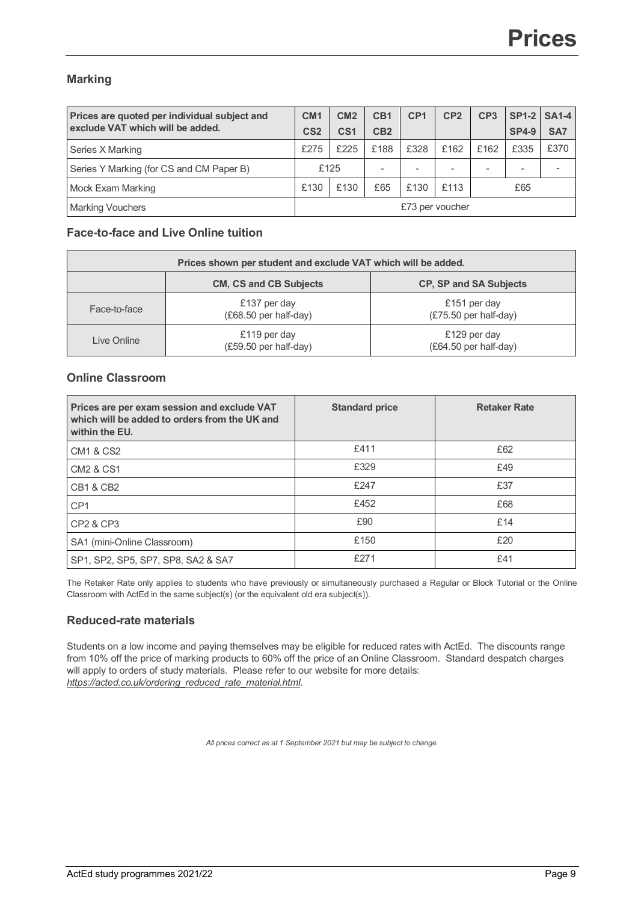# Prices

## Marking

| Prices are quoted per individual subject and exclude VAT which will be added. | CM1 CS2 | CM2 CS1 | CB1 CB2 | CP1 | CP2 | CP3 | SP1-2 SP4-9 | SA1-4 SA7 |
|---|---|---|---|---|---|---|---|---|
| Series X Marking | £275 | £225 | £188 | £328 | £162 | £162 | £335 | £370 |
| Series Y Marking (for CS and CM Paper B) | £125 | | - | - | - | - | - | - |
| Mock Exam Marking | £130 | £130 | £65 | £130 | £113 | £65 | | |
| Marking Vouchers | £73 per voucher | | | | | | | |

## Face-to-face and Live Online tuition

| Prices shown per student and exclude VAT which will be added. | | |
|---|---|---|
| | **CM, CS and CB Subjects** | **CP, SP and SA Subjects** |
| Face-to-face | £137 per day (£68.50 per half-day) | £151 per day (£75.50 per half-day) |
| Live Online | £119 per day (£59.50 per half-day) | £129 per day (£64.50 per half-day) |

## Online Classroom

| Prices are per exam session and exclude VAT which will be added to orders from the UK and within the EU. | Standard price | Retaker Rate |
|---|---|---|
| CM1 & CS2 | £411 | £62 |
| CM2 & CS1 | £329 | £49 |
| CB1 & CB2 | £247 | £37 |
| CP1 | £452 | £68 |
| CP2 & CP3 | £90 | £14 |
| SA1 (mini-Online Classroom) | £150 | £20 |
| SP1, SP2, SP5, SP7, SP8, SA2 & SA7 | £271 | £41 |

The Retaker Rate only applies to students who have previously or simultaneously purchased a Regular or Block Tutorial or the Online Classroom with ActEd in the same subject(s) (or the equivalent old era subject(s)).

## Reduced-rate materials

Students on a low income and paying themselves may be eligible for reduced rates with ActEd. The discounts range from 10% off the price of marking products to 60% off the price of an Online Classroom. Standard despatch charges will apply to orders of study materials. Please refer to our website for more details: *https://acted.co.uk/ordering_reduced_rate_material.html*.

*All prices correct as at 1 September 2021 but may be subject to change.*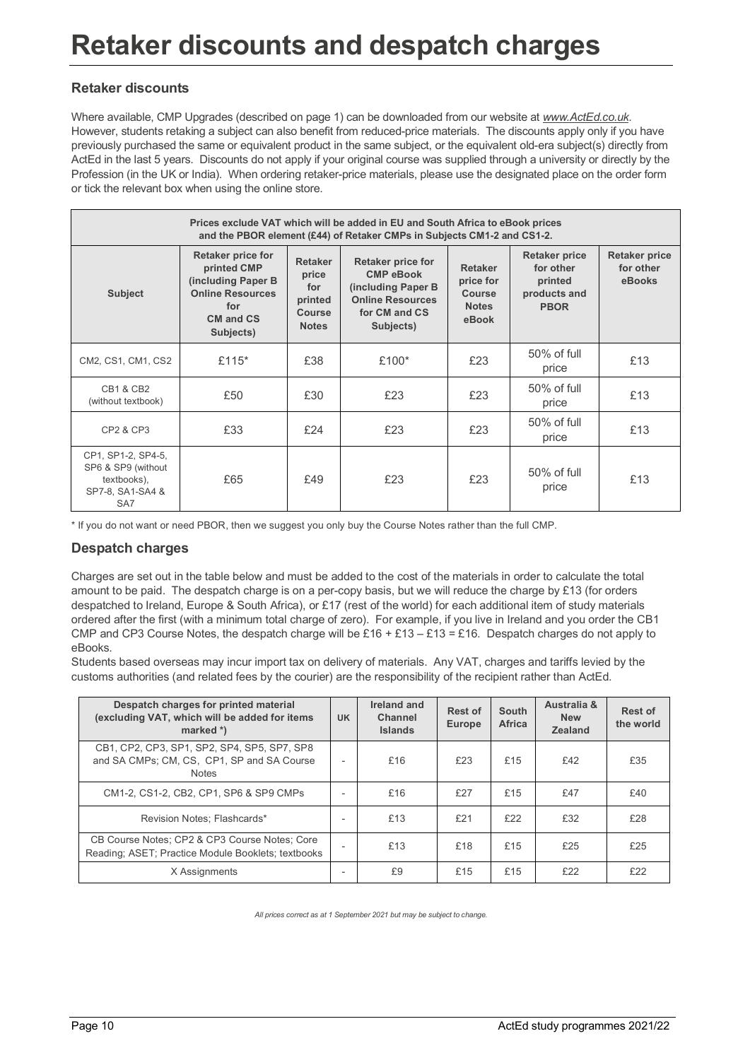# Retaker discounts and despatch charges

### Retaker discounts

Where available, CMP Upgrades (described on page 1) can be downloaded from our website at *www.ActEd.co.uk*. However, students retaking a subject can also benefit from reduced-price materials. The discounts apply only if you have previously purchased the same or equivalent product in the same subject, or the equivalent old-era subject(s) directly from ActEd in the last 5 years. Discounts do not apply if your original course was supplied through a university or directly by the Profession (in the UK or India). When ordering retaker-price materials, please use the designated place on the order form or tick the relevant box when using the online store.

| Prices exclude VAT which will be added in EU and South Africa to eBook prices and the PBOR element (£44) of Retaker CMPs in Subjects CM1-2 and CS1-2. | | | | | | |
|---|---|---|---|---|---|---|
| **Subject** | **Retaker price for printed CMP (including Paper B Online Resources for CM and CS Subjects)** | **Retaker price for printed Course Notes** | **Retaker price for CMP eBook (including Paper B Online Resources for CM and CS Subjects)** | **Retaker price for Course Notes eBook** | **Retaker price for other printed products and PBOR** | **Retaker price for other eBooks** |
| CM2, CS1, CM1, CS2 | £115* | £38 | £100* | £23 | 50% of full price | £13 |
| CB1 & CB2 (without textbook) | £50 | £30 | £23 | £23 | 50% of full price | £13 |
| CP2 & CP3 | £33 | £24 | £23 | £23 | 50% of full price | £13 |
| CP1, SP1-2, SP4-5, SP6 & SP9 (without textbooks), SP7-8, SA1-SA4 & SA7 | £65 | £49 | £23 | £23 | 50% of full price | £13 |

\* If you do not want or need PBOR, then we suggest you only buy the Course Notes rather than the full CMP.

### Despatch charges

Charges are set out in the table below and must be added to the cost of the materials in order to calculate the total amount to be paid. The despatch charge is on a per-copy basis, but we will reduce the charge by £13 (for orders despatched to Ireland, Europe & South Africa), or £17 (rest of the world) for each additional item of study materials ordered after the first (with a minimum total charge of zero). For example, if you live in Ireland and you order the CB1 CMP and CP3 Course Notes, the despatch charge will be £16 + £13 – £13 = £16. Despatch charges do not apply to eBooks.

Students based overseas may incur import tax on delivery of materials. Any VAT, charges and tariffs levied by the customs authorities (and related fees by the courier) are the responsibility of the recipient rather than ActEd.

| Despatch charges for printed material (excluding VAT, which will be added for items marked *) | UK | Ireland and Channel Islands | Rest of Europe | South Africa | Australia & New Zealand | Rest of the world |
|---|---|---|---|---|---|---|
| CB1, CP2, CP3, SP1, SP2, SP4, SP5, SP7, SP8 and SA CMPs; CM, CS, CP1, SP and SA Course Notes | - | £16 | £23 | £15 | £42 | £35 |
| CM1-2, CS1-2, CB2, CP1, SP6 & SP9 CMPs | - | £16 | £27 | £15 | £47 | £40 |
| Revision Notes; Flashcards* | - | £13 | £21 | £22 | £32 | £28 |
| CB Course Notes; CP2 & CP3 Course Notes; Core Reading; ASET; Practice Module Booklets; textbooks | - | £13 | £18 | £15 | £25 | £25 |
| X Assignments | - | £9 | £15 | £15 | £22 | £22 |

*All prices correct as at 1 September 2021 but may be subject to change.*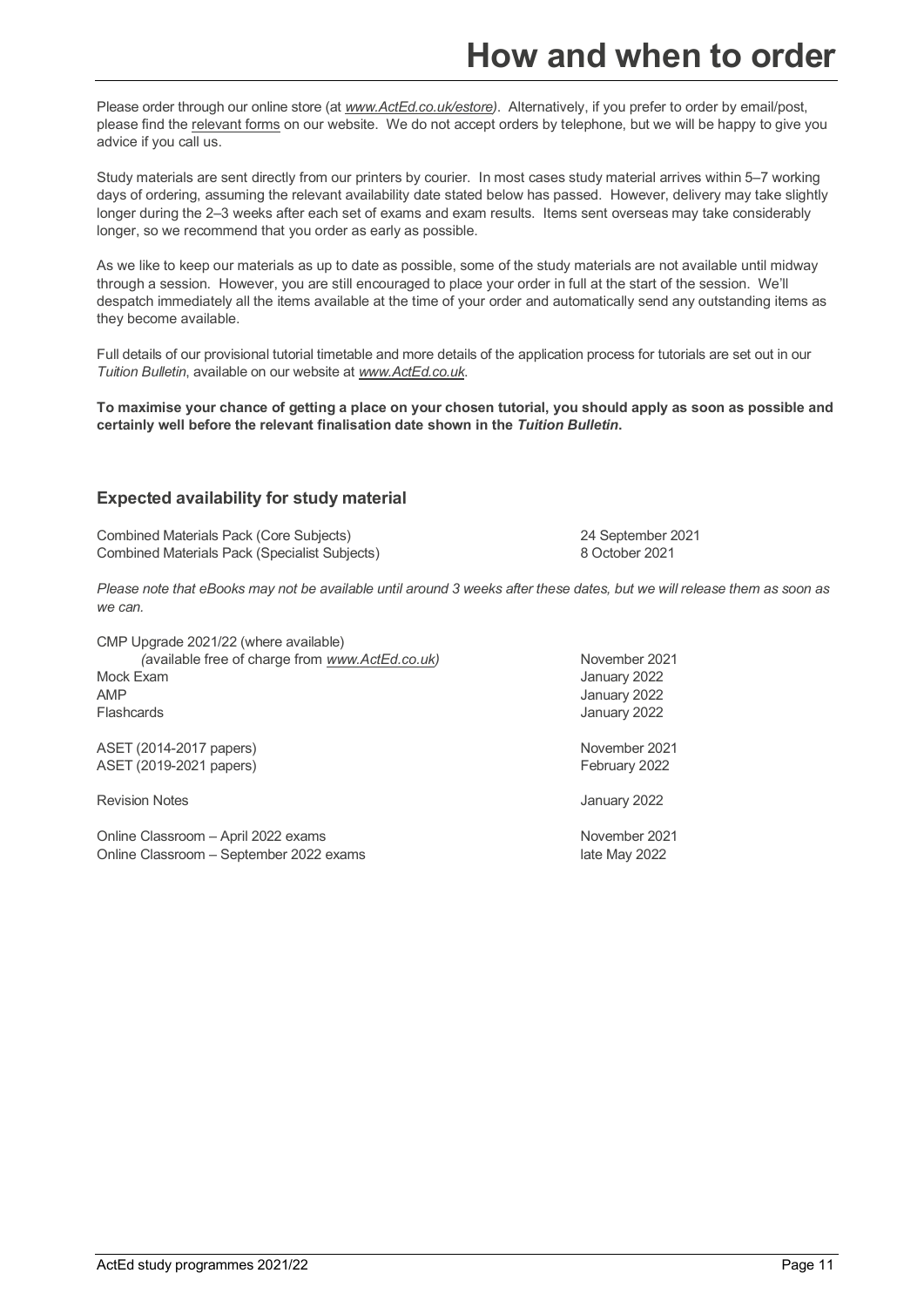# How and when to order

Please order through our online store (at *www.ActEd.co.uk/estore)*. Alternatively, if you prefer to order by email/post, please find the relevant forms on our website. We do not accept orders by telephone, but we will be happy to give you advice if you call us.

Study materials are sent directly from our printers by courier. In most cases study material arrives within 5–7 working days of ordering, assuming the relevant availability date stated below has passed. However, delivery may take slightly longer during the 2–3 weeks after each set of exams and exam results. Items sent overseas may take considerably longer, so we recommend that you order as early as possible.

As we like to keep our materials as up to date as possible, some of the study materials are not available until midway through a session. However, you are still encouraged to place your order in full at the start of the session. We'll despatch immediately all the items available at the time of your order and automatically send any outstanding items as they become available.

Full details of our provisional tutorial timetable and more details of the application process for tutorials are set out in our *Tuition Bulletin*, available on our website at *www.ActEd.co.uk*.

**To maximise your chance of getting a place on your chosen tutorial, you should apply as soon as possible and certainly well before the relevant finalisation date shown in the *Tuition Bulletin*.**

## Expected availability for study material

| | |
|---|---|
| Combined Materials Pack (Core Subjects) | 24 September 2021 |
| Combined Materials Pack (Specialist Subjects) | 8 October 2021 |

*Please note that eBooks may not be available until around 3 weeks after these dates, but we will release them as soon as we can.*

| | |
|---|---|
| CMP Upgrade 2021/22 (where available) *(available free of charge from www.ActEd.co.uk)* | November 2021 |
| Mock Exam | January 2022 |
| AMP | January 2022 |
| Flashcards | January 2022 |
| ASET (2014-2017 papers) | November 2021 |
| ASET (2019-2021 papers) | February 2022 |
| Revision Notes | January 2022 |
| Online Classroom – April 2022 exams | November 2021 |
| Online Classroom – September 2022 exams | late May 2022 |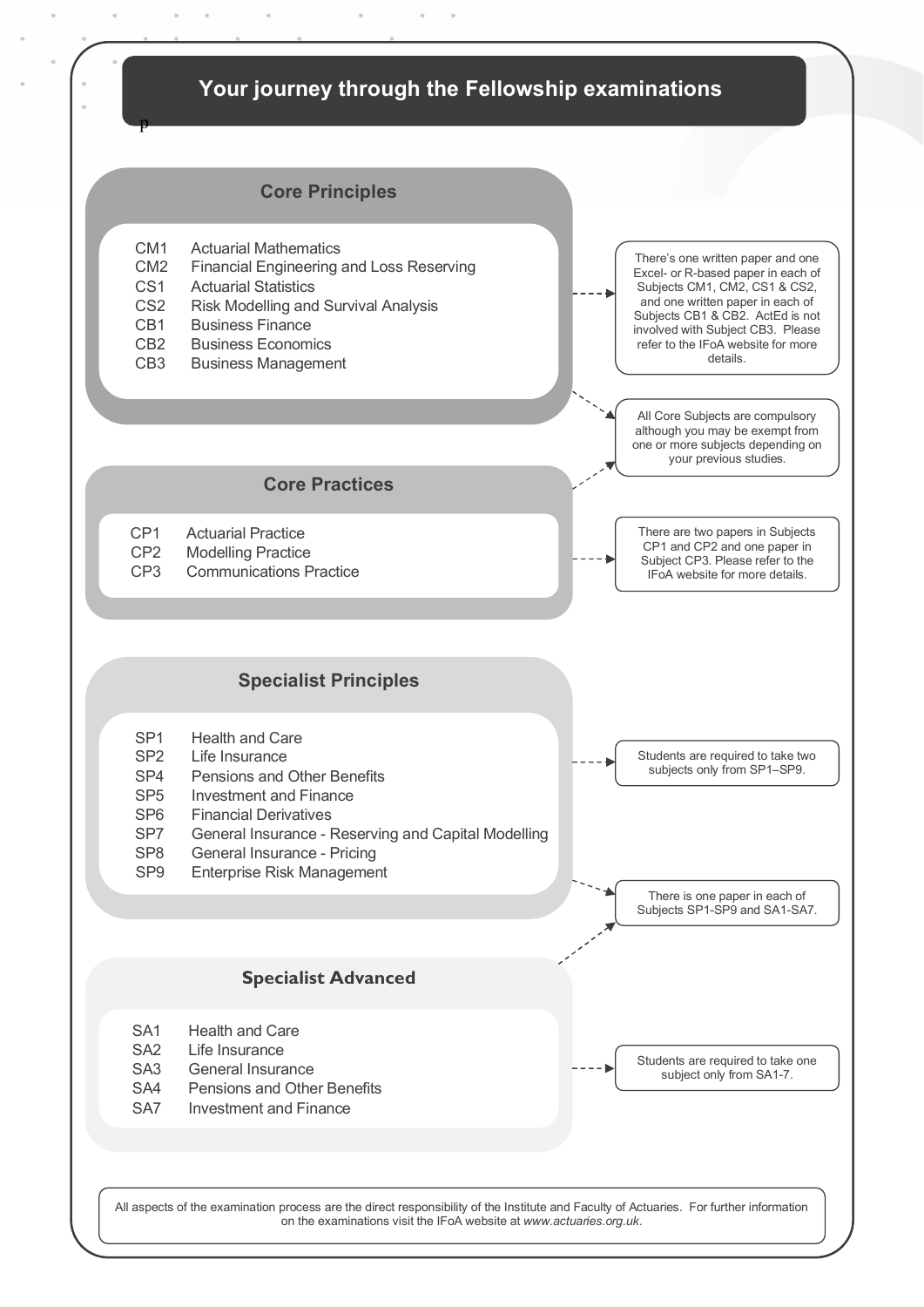# Your journey through the Fellowship examinations

p

## Core Principles

- CM1 Actuarial Mathematics
- CM2 Financial Engineering and Loss Reserving
- CS1 Actuarial Statistics
- CS2 Risk Modelling and Survival Analysis
- CB1 Business Finance
- CB2 Business Economics
- CB3 Business Management

There's one written paper and one Excel- or R-based paper in each of Subjects CM1, CM2, CS1 & CS2, and one written paper in each of Subjects CB1 & CB2. ActEd is not involved with Subject CB3. Please refer to the IFoA website for more details.

All Core Subjects are compulsory although you may be exempt from one or more subjects depending on your previous studies.

## Core Practices

- CP1 Actuarial Practice
- CP2 Modelling Practice
- CP3 Communications Practice

There are two papers in Subjects CP1 and CP2 and one paper in Subject CP3. Please refer to the IFoA website for more details.

## Specialist Principles

- SP1 Health and Care
- SP2 Life Insurance
- SP4 Pensions and Other Benefits
- SP5 Investment and Finance
- SP6 Financial Derivatives
- SP7 General Insurance - Reserving and Capital Modelling
- SP8 General Insurance - Pricing
- SP9 Enterprise Risk Management

Students are required to take two subjects only from SP1–SP9.

There is one paper in each of Subjects SP1-SP9 and SA1-SA7.

## Specialist Advanced

- SA1 Health and Care
- SA2 Life Insurance
- SA3 General Insurance
- SA4 Pensions and Other Benefits
- SA7 Investment and Finance

Students are required to take one subject only from SA1-7.

All aspects of the examination process are the direct responsibility of the Institute and Faculty of Actuaries. For further information on the examinations visit the IFoA website at *www.actuaries.org.uk*.